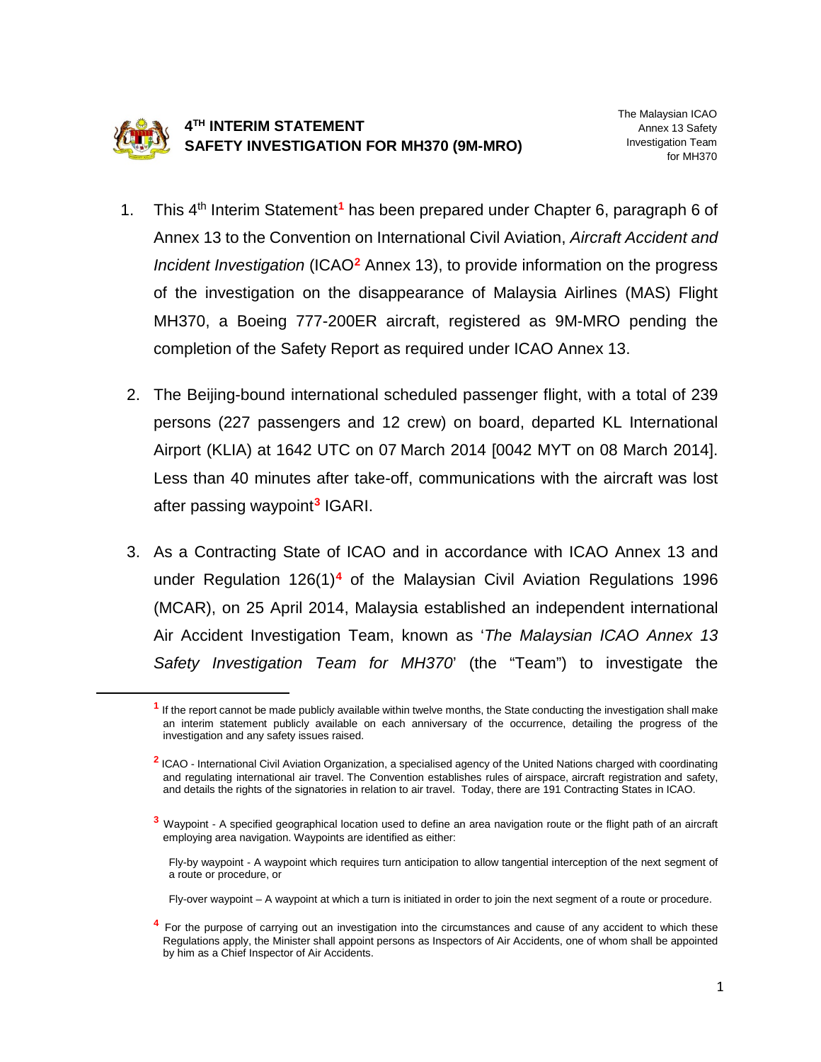# 4[TH] INTERIM STATEMENT SAFETY INVESTIGATION FOR MH370 (9M-MRO)

The Malaysian ICAO Annex 13 Safety Investigation Team for MH370

1. This 4th Interim Statement[1] has been prepared under Chapter 6, paragraph 6 of Annex 13 to the Convention on International Civil Aviation, *Aircraft Accident and Incident Investigation* (ICAO[2] Annex 13), to provide information on the progress of the investigation on the disappearance of Malaysia Airlines (MAS) Flight MH370, a Boeing 777-200ER aircraft, registered as 9M-MRO pending the completion of the Safety Report as required under ICAO Annex 13.

2. The Beijing-bound international scheduled passenger flight, with a total of 239 persons (227 passengers and 12 crew) on board, departed KL International Airport (KLIA) at 1642 UTC on 07 March 2014 [0042 MYT on 08 March 2014]. Less than 40 minutes after take-off, communications with the aircraft was lost after passing waypoint[3] IGARI.

3. As a Contracting State of ICAO and in accordance with ICAO Annex 13 and under Regulation 126(1)[4] of the Malaysian Civil Aviation Regulations 1996 (MCAR), on 25 April 2014, Malaysia established an independent international Air Accident Investigation Team, known as '*The Malaysian ICAO Annex 13 Safety Investigation Team for MH370*' (the "Team") to investigate the

---

[1] If the report cannot be made publicly available within twelve months, the State conducting the investigation shall make an interim statement publicly available on each anniversary of the occurrence, detailing the progress of the investigation and any safety issues raised.

[2] ICAO - International Civil Aviation Organization, a specialised agency of the United Nations charged with coordinating and regulating international air travel. The Convention establishes rules of airspace, aircraft registration and safety, and details the rights of the signatories in relation to air travel. Today, there are 191 Contracting States in ICAO.

[3] Waypoint - A specified geographical location used to define an area navigation route or the flight path of an aircraft employing area navigation. Waypoints are identified as either:

Fly-by waypoint - A waypoint which requires turn anticipation to allow tangential interception of the next segment of a route or procedure, or

Fly-over waypoint – A waypoint at which a turn is initiated in order to join the next segment of a route or procedure.

[4] For the purpose of carrying out an investigation into the circumstances and cause of any accident to which these Regulations apply, the Minister shall appoint persons as Inspectors of Air Accidents, one of whom shall be appointed by him as a Chief Inspector of Air Accidents.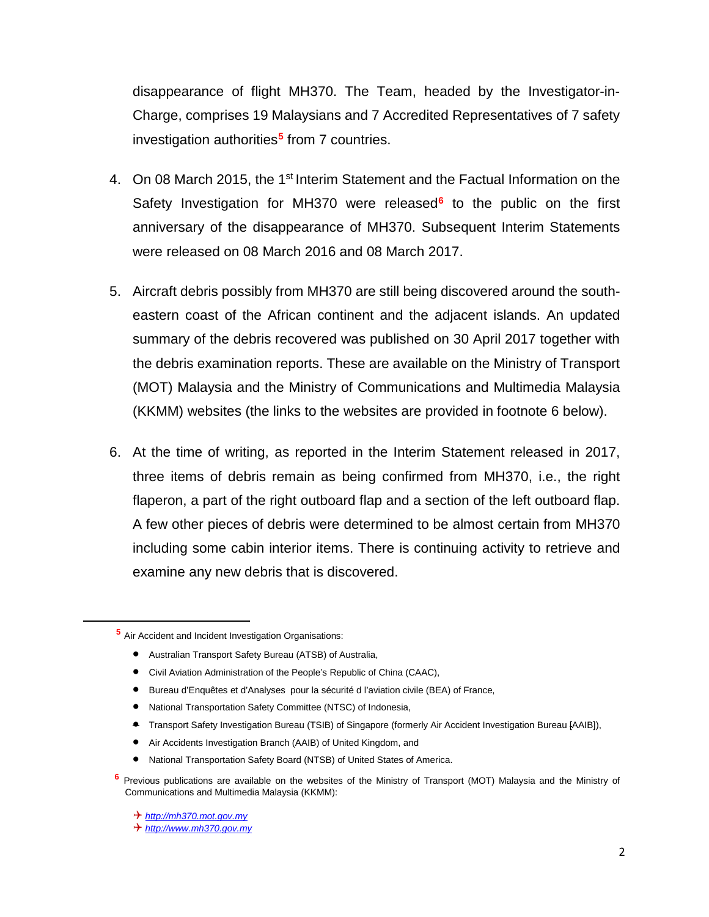disappearance of flight MH370. The Team, headed by the Investigator-in-Charge, comprises 19 Malaysians and 7 Accredited Representatives of 7 safety investigation authorities[5] from 7 countries.

4. On 08 March 2015, the 1st Interim Statement and the Factual Information on the Safety Investigation for MH370 were released[6] to the public on the first anniversary of the disappearance of MH370. Subsequent Interim Statements were released on 08 March 2016 and 08 March 2017.

5. Aircraft debris possibly from MH370 are still being discovered around the south-eastern coast of the African continent and the adjacent islands. An updated summary of the debris recovered was published on 30 April 2017 together with the debris examination reports. These are available on the Ministry of Transport (MOT) Malaysia and the Ministry of Communications and Multimedia Malaysia (KKMM) websites (the links to the websites are provided in footnote 6 below).

6. At the time of writing, as reported in the Interim Statement released in 2017, three items of debris remain as being confirmed from MH370, i.e., the right flaperon, a part of the right outboard flap and a section of the left outboard flap. A few other pieces of debris were determined to be almost certain from MH370 including some cabin interior items. There is continuing activity to retrieve and examine any new debris that is discovered.

---

[5] Air Accident and Incident Investigation Organisations:

- Australian Transport Safety Bureau (ATSB) of Australia,
- Civil Aviation Administration of the People's Republic of China (CAAC),
- Bureau d'Enquêtes et d'Analyses pour la sécurité d l'aviation civile (BEA) of France,
- National Transportation Safety Committee (NTSC) of Indonesia,
- Transport Safety Investigation Bureau (TSIB) of Singapore (formerly Air Accident Investigation Bureau [AAIB]),
- Air Accidents Investigation Branch (AAIB) of United Kingdom, and
- National Transportation Safety Board (NTSB) of United States of America.

[6] Previous publications are available on the websites of the Ministry of Transport (MOT) Malaysia and the Ministry of Communications and Multimedia Malaysia (KKMM):

- ✈ *http://mh370.mot.gov.my*
- ✈ *http://www.mh370.gov.my*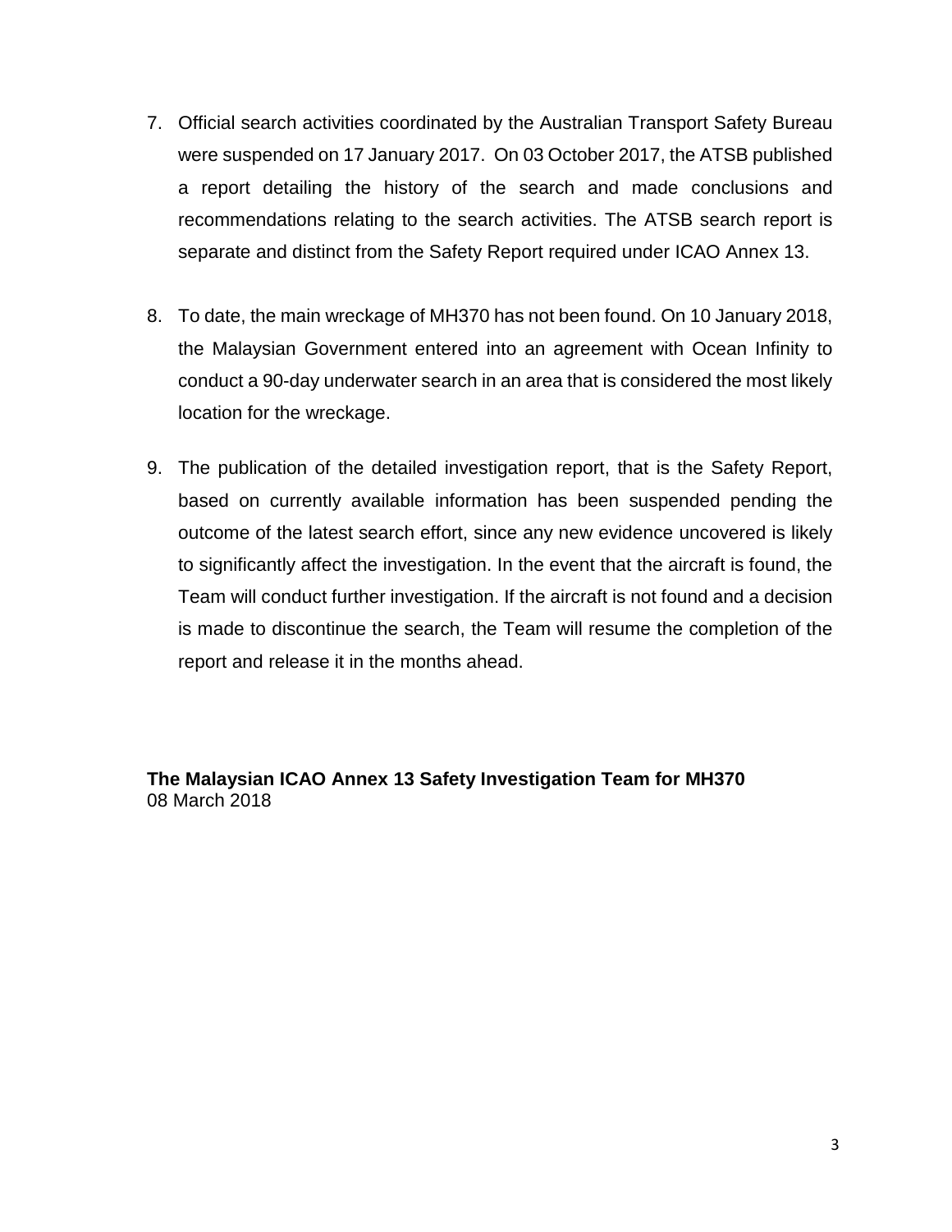7. Official search activities coordinated by the Australian Transport Safety Bureau were suspended on 17 January 2017. On 03 October 2017, the ATSB published a report detailing the history of the search and made conclusions and recommendations relating to the search activities. The ATSB search report is separate and distinct from the Safety Report required under ICAO Annex 13.

8. To date, the main wreckage of MH370 has not been found. On 10 January 2018, the Malaysian Government entered into an agreement with Ocean Infinity to conduct a 90-day underwater search in an area that is considered the most likely location for the wreckage.

9. The publication of the detailed investigation report, that is the Safety Report, based on currently available information has been suspended pending the outcome of the latest search effort, since any new evidence uncovered is likely to significantly affect the investigation. In the event that the aircraft is found, the Team will conduct further investigation. If the aircraft is not found and a decision is made to discontinue the search, the Team will resume the completion of the report and release it in the months ahead.

**The Malaysian ICAO Annex 13 Safety Investigation Team for MH370**
08 March 2018